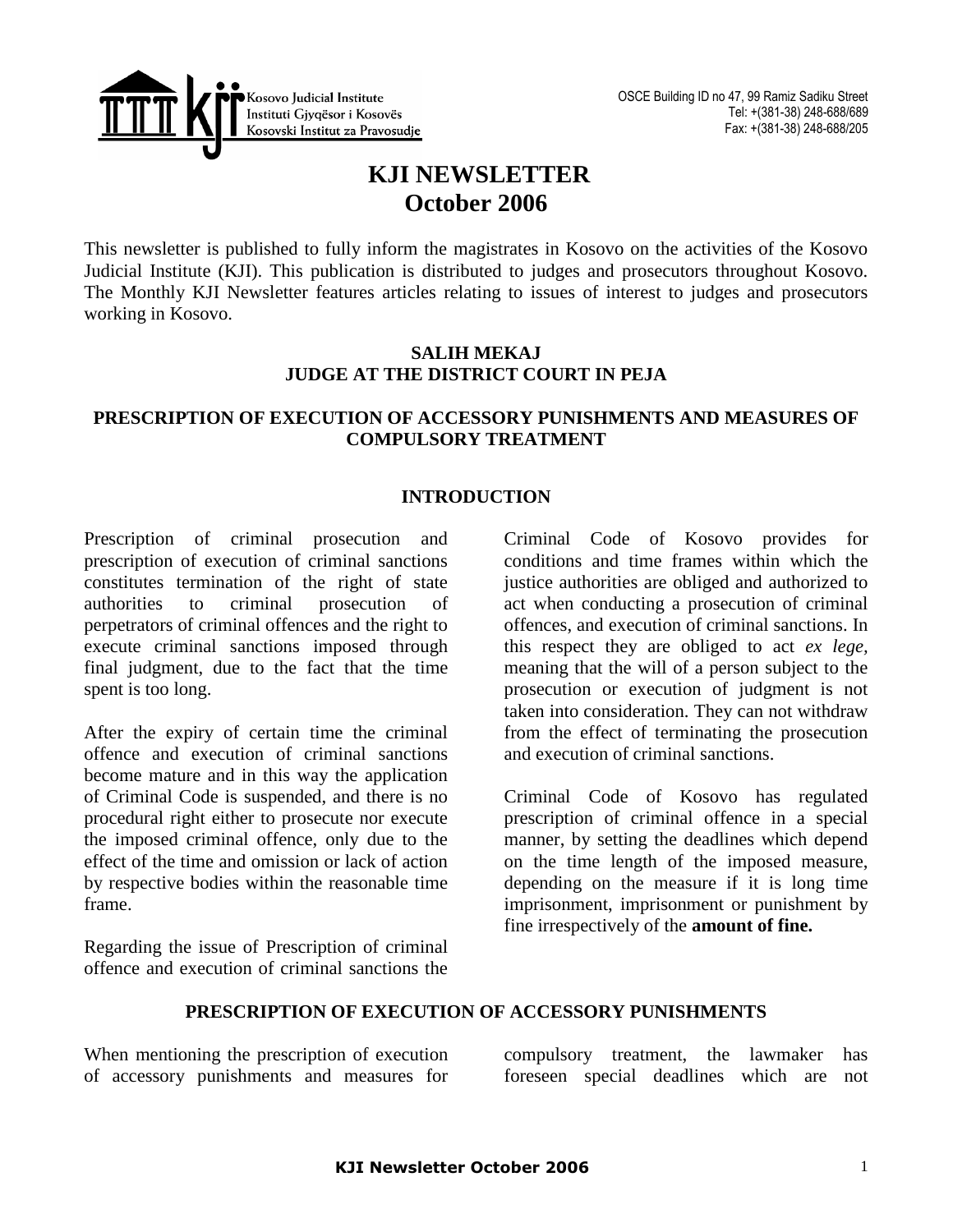Kosovo Judicial Institute
Instituti Gjyqësor i Kosovës
Kosovski Institut za Pravosudje

OSCE Building ID no 47, 99 Ramiz Sadiku Street
Tel: +(381-38) 248-688/689
Fax: +(381-38) 248-688/205

# KJI NEWSLETTER
# October 2006

This newsletter is published to fully inform the magistrates in Kosovo on the activities of the Kosovo Judicial Institute (KJI). This publication is distributed to judges and prosecutors throughout Kosovo. The Monthly KJI Newsletter features articles relating to issues of interest to judges and prosecutors working in Kosovo.

**SALIH MEKAJ**
**JUDGE AT THE DISTRICT COURT IN PEJA**

## PRESCRIPTION OF EXECUTION OF ACCESSORY PUNISHMENTS AND MEASURES OF COMPULSORY TREATMENT

### INTRODUCTION

Prescription of criminal prosecution and prescription of execution of criminal sanctions constitutes termination of the right of state authorities to criminal prosecution of perpetrators of criminal offences and the right to execute criminal sanctions imposed through final judgment, due to the fact that the time spent is too long.

After the expiry of certain time the criminal offence and execution of criminal sanctions become mature and in this way the application of Criminal Code is suspended, and there is no procedural right either to prosecute nor execute the imposed criminal offence, only due to the effect of the time and omission or lack of action by respective bodies within the reasonable time frame.

Regarding the issue of Prescription of criminal offence and execution of criminal sanctions the Criminal Code of Kosovo provides for conditions and time frames within which the justice authorities are obliged and authorized to act when conducting a prosecution of criminal offences, and execution of criminal sanctions. In this respect they are obliged to act *ex lege*, meaning that the will of a person subject to the prosecution or execution of judgment is not taken into consideration. They can not withdraw from the effect of terminating the prosecution and execution of criminal sanctions.

Criminal Code of Kosovo has regulated prescription of criminal offence in a special manner, by setting the deadlines which depend on the time length of the imposed measure, depending on the measure if it is long time imprisonment, imprisonment or punishment by fine irrespectively of the **amount of fine.**

### PRESCRIPTION OF EXECUTION OF ACCESSORY PUNISHMENTS

When mentioning the prescription of execution of accessory punishments and measures for compulsory treatment, the lawmaker has foreseen special deadlines which are not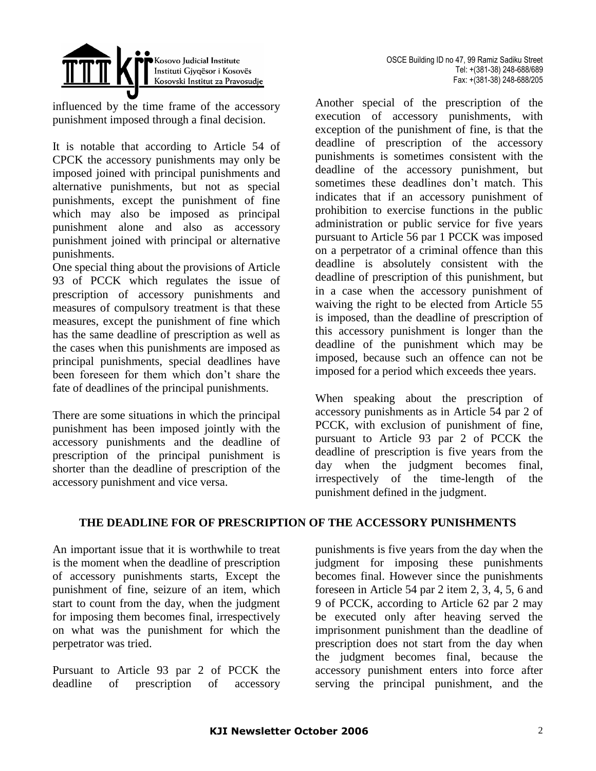influenced by the time frame of the accessory punishment imposed through a final decision.

It is notable that according to Article 54 of CPCK the accessory punishments may only be imposed joined with principal punishments and alternative punishments, but not as special punishments, except the punishment of fine which may also be imposed as principal punishment alone and also as accessory punishment joined with principal or alternative punishments.

One special thing about the provisions of Article 93 of PCCK which regulates the issue of prescription of accessory punishments and measures of compulsory treatment is that these measures, except the punishment of fine which has the same deadline of prescription as well as the cases when this punishments are imposed as principal punishments, special deadlines have been foreseen for them which don't share the fate of deadlines of the principal punishments.

There are some situations in which the principal punishment has been imposed jointly with the accessory punishments and the deadline of prescription of the principal punishment is shorter than the deadline of prescription of the accessory punishment and vice versa.

Another special of the prescription of the execution of accessory punishments, with exception of the punishment of fine, is that the deadline of prescription of the accessory punishments is sometimes consistent with the deadline of the accessory punishment, but sometimes these deadlines don't match. This indicates that if an accessory punishment of prohibition to exercise functions in the public administration or public service for five years pursuant to Article 56 par 1 PCCK was imposed on a perpetrator of a criminal offence than this deadline is absolutely consistent with the deadline of prescription of this punishment, but in a case when the accessory punishment of waiving the right to be elected from Article 55 is imposed, than the deadline of prescription of this accessory punishment is longer than the deadline of the punishment which may be imposed, because such an offence can not be imposed for a period which exceeds thee years.

When speaking about the prescription of accessory punishments as in Article 54 par 2 of PCCK, with exclusion of punishment of fine, pursuant to Article 93 par 2 of PCCK the deadline of prescription is five years from the day when the judgment becomes final, irrespectively of the time-length of the punishment defined in the judgment.

## THE DEADLINE FOR OF PRESCRIPTION OF THE ACCESSORY PUNISHMENTS

An important issue that it is worthwhile to treat is the moment when the deadline of prescription of accessory punishments starts, Except the punishment of fine, seizure of an item, which start to count from the day, when the judgment for imposing them becomes final, irrespectively on what was the punishment for which the perpetrator was tried.

Pursuant to Article 93 par 2 of PCCK the deadline of prescription of accessory punishments is five years from the day when the judgment for imposing these punishments becomes final. However since the punishments foreseen in Article 54 par 2 item 2, 3, 4, 5, 6 and 9 of PCCK, according to Article 62 par 2 may be executed only after heaving served the imprisonment punishment than the deadline of prescription does not start from the day when the judgment becomes final, because the accessory punishment enters into force after serving the principal punishment, and the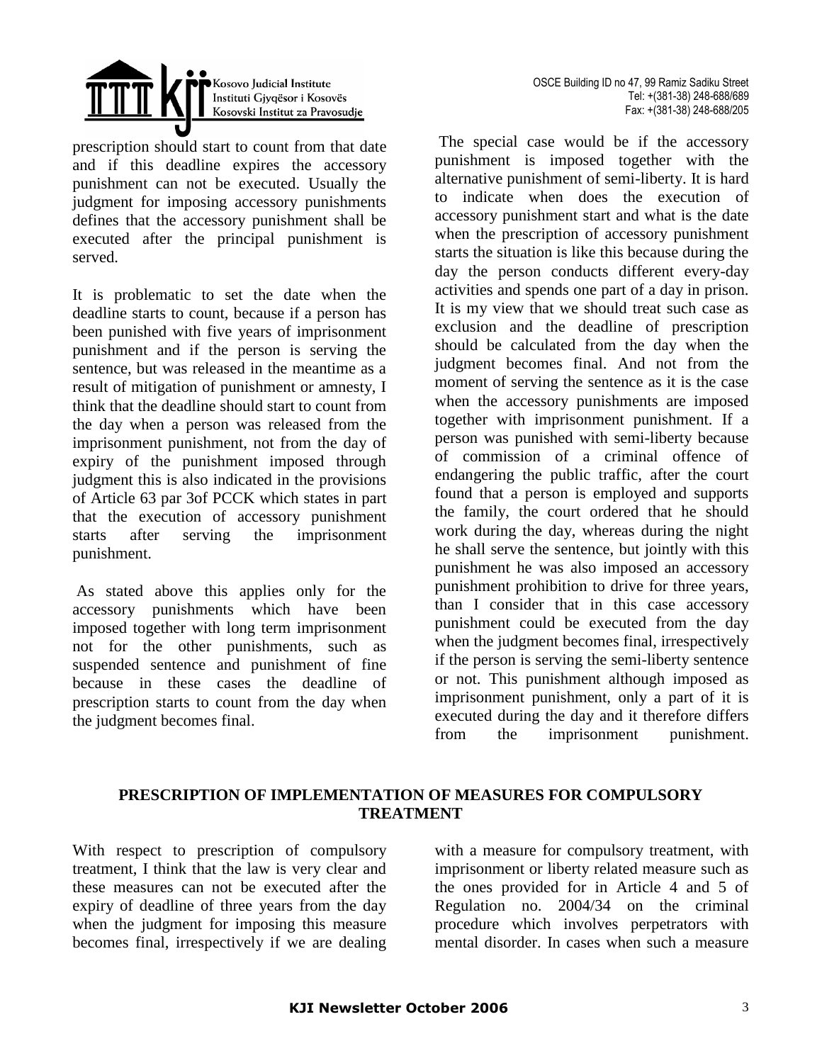prescription should start to count from that date and if this deadline expires the accessory punishment can not be executed. Usually the judgment for imposing accessory punishments defines that the accessory punishment shall be executed after the principal punishment is served.

It is problematic to set the date when the deadline starts to count, because if a person has been punished with five years of imprisonment punishment and if the person is serving the sentence, but was released in the meantime as a result of mitigation of punishment or amnesty, I think that the deadline should start to count from the day when a person was released from the imprisonment punishment, not from the day of expiry of the punishment imposed through judgment this is also indicated in the provisions of Article 63 par 3of PCCK which states in part that the execution of accessory punishment starts after serving the imprisonment punishment.

As stated above this applies only for the accessory punishments which have been imposed together with long term imprisonment not for the other punishments, such as suspended sentence and punishment of fine because in these cases the deadline of prescription starts to count from the day when the judgment becomes final.

The special case would be if the accessory punishment is imposed together with the alternative punishment of semi-liberty. It is hard to indicate when does the execution of accessory punishment start and what is the date when the prescription of accessory punishment starts the situation is like this because during the day the person conducts different every-day activities and spends one part of a day in prison. It is my view that we should treat such case as exclusion and the deadline of prescription should be calculated from the day when the judgment becomes final. And not from the moment of serving the sentence as it is the case when the accessory punishments are imposed together with imprisonment punishment. If a person was punished with semi-liberty because of commission of a criminal offence of endangering the public traffic, after the court found that a person is employed and supports the family, the court ordered that he should work during the day, whereas during the night he shall serve the sentence, but jointly with this punishment he was also imposed an accessory punishment prohibition to drive for three years, than I consider that in this case accessory punishment could be executed from the day when the judgment becomes final, irrespectively if the person is serving the semi-liberty sentence or not. This punishment although imposed as imprisonment punishment, only a part of it is executed during the day and it therefore differs from the imprisonment punishment.

## PRESCRIPTION OF IMPLEMENTATION OF MEASURES FOR COMPULSORY TREATMENT

With respect to prescription of compulsory treatment, I think that the law is very clear and these measures can not be executed after the expiry of deadline of three years from the day when the judgment for imposing this measure becomes final, irrespectively if we are dealing with a measure for compulsory treatment, with imprisonment or liberty related measure such as the ones provided for in Article 4 and 5 of Regulation no. 2004/34 on the criminal procedure which involves perpetrators with mental disorder. In cases when such a measure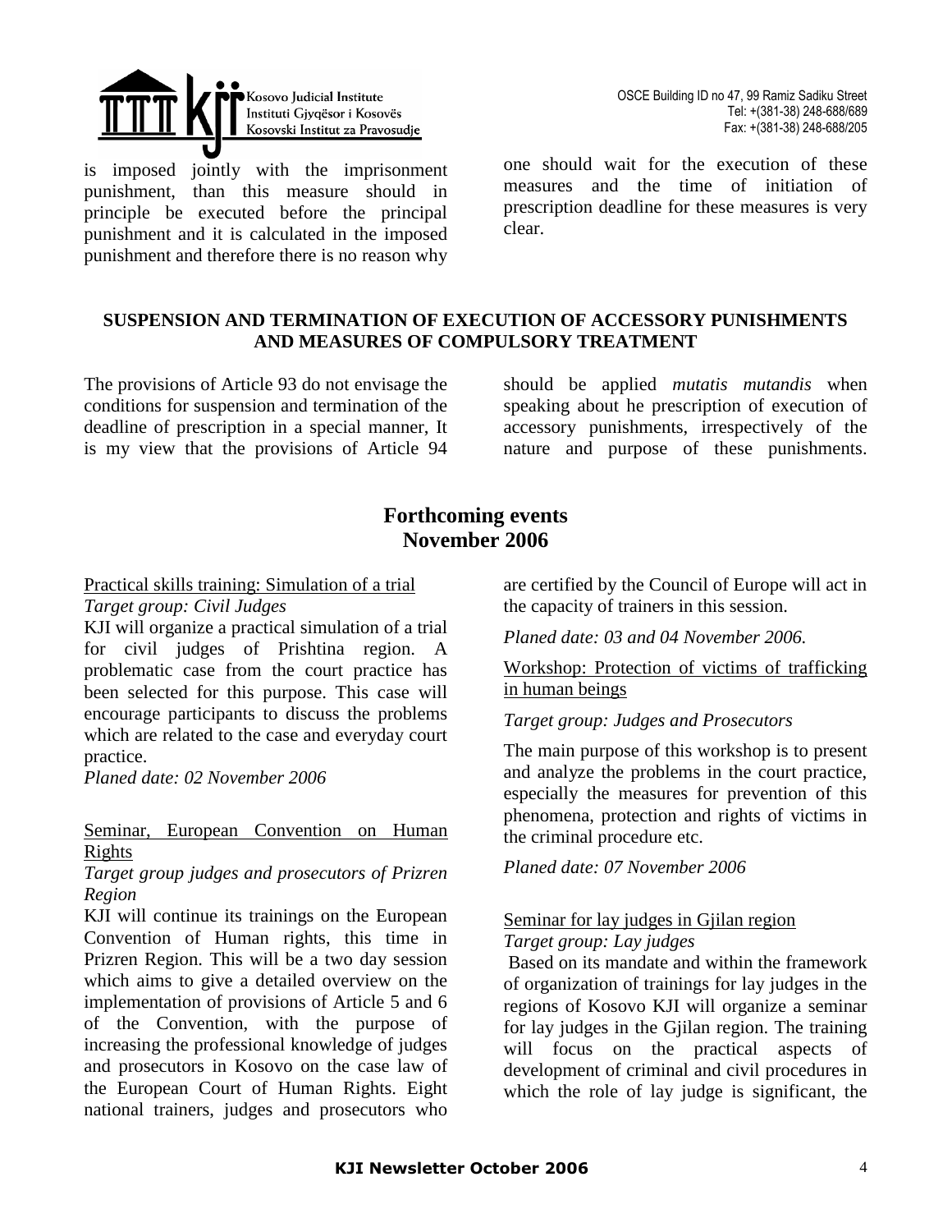is imposed jointly with the imprisonment punishment, than this measure should in principle be executed before the principal punishment and it is calculated in the imposed punishment and therefore there is no reason why one should wait for the execution of these measures and the time of initiation of prescription deadline for these measures is very clear.

**SUSPENSION AND TERMINATION OF EXECUTION OF ACCESSORY PUNISHMENTS AND MEASURES OF COMPULSORY TREATMENT**

The provisions of Article 93 do not envisage the conditions for suspension and termination of the deadline of prescription in a special manner, It is my view that the provisions of Article 94 should be applied *mutatis mutandis* when speaking about he prescription of execution of accessory punishments, irrespectively of the nature and purpose of these punishments.

## Forthcoming events
## November 2006

Practical skills training: Simulation of a trial
*Target group: Civil Judges*

KJI will organize a practical simulation of a trial for civil judges of Prishtina region. A problematic case from the court practice has been selected for this purpose. This case will encourage participants to discuss the problems which are related to the case and everyday court practice.

*Planed date: 02 November 2006*

Seminar, European Convention on Human Rights
*Target group judges and prosecutors of Prizren Region*

KJI will continue its trainings on the European Convention of Human rights, this time in Prizren Region. This will be a two day session which aims to give a detailed overview on the implementation of provisions of Article 5 and 6 of the Convention, with the purpose of increasing the professional knowledge of judges and prosecutors in Kosovo on the case law of the European Court of Human Rights. Eight national trainers, judges and prosecutors who are certified by the Council of Europe will act in the capacity of trainers in this session.

*Planed date: 03 and 04 November 2006.*

Workshop: Protection of victims of trafficking in human beings

*Target group: Judges and Prosecutors*

The main purpose of this workshop is to present and analyze the problems in the court practice, especially the measures for prevention of this phenomena, protection and rights of victims in the criminal procedure etc.

*Planed date: 07 November 2006*

Seminar for lay judges in Gjilan region
*Target group: Lay judges*

Based on its mandate and within the framework of organization of trainings for lay judges in the regions of Kosovo KJI will organize a seminar for lay judges in the Gjilan region. The training will focus on the practical aspects of development of criminal and civil procedures in which the role of lay judge is significant, the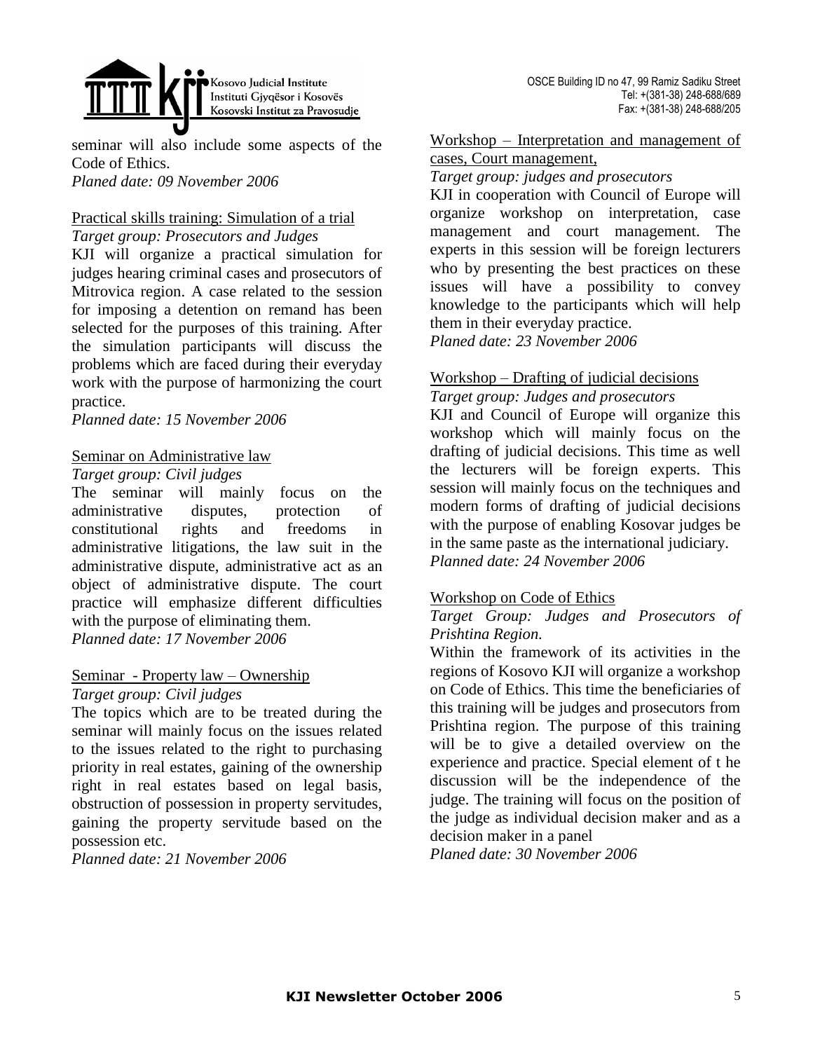seminar will also include some aspects of the Code of Ethics.
*Planed date: 09 November 2006*

<u>Practical skills training: Simulation of a trial</u>
*Target group: Prosecutors and Judges*

KJI will organize a practical simulation for judges hearing criminal cases and prosecutors of Mitrovica region. A case related to the session for imposing a detention on remand has been selected for the purposes of this training. After the simulation participants will discuss the problems which are faced during their everyday work with the purpose of harmonizing the court practice.
*Planned date: 15 November 2006*

<u>Seminar on Administrative law</u>
*Target group: Civil judges*

The seminar will mainly focus on the administrative disputes, protection of constitutional rights and freedoms in administrative litigations, the law suit in the administrative dispute, administrative act as an object of administrative dispute. The court practice will emphasize different difficulties with the purpose of eliminating them.
*Planned date: 17 November 2006*

<u>Seminar - Property law – Ownership</u>
*Target group: Civil judges*

The topics which are to be treated during the seminar will mainly focus on the issues related to the issues related to the right to purchasing priority in real estates, gaining of the ownership right in real estates based on legal basis, obstruction of possession in property servitudes, gaining the property servitude based on the possession etc.
*Planned date: 21 November 2006*

<u>Workshop – Interpretation and management of cases, Court management,</u>
*Target group: judges and prosecutors*

KJI in cooperation with Council of Europe will organize workshop on interpretation, case management and court management. The experts in this session will be foreign lecturers who by presenting the best practices on these issues will have a possibility to convey knowledge to the participants which will help them in their everyday practice.
*Planed date: 23 November 2006*

<u>Workshop – Drafting of judicial decisions</u>
*Target group: Judges and prosecutors*

KJI and Council of Europe will organize this workshop which will mainly focus on the drafting of judicial decisions. This time as well the lecturers will be foreign experts. This session will mainly focus on the techniques and modern forms of drafting of judicial decisions with the purpose of enabling Kosovar judges be in the same paste as the international judiciary.
*Planned date: 24 November 2006*

<u>Workshop on Code of Ethics</u>
*Target Group: Judges and Prosecutors of Prishtina Region.*

Within the framework of its activities in the regions of Kosovo KJI will organize a workshop on Code of Ethics. This time the beneficiaries of this training will be judges and prosecutors from Prishtina region. The purpose of this training will be to give a detailed overview on the experience and practice. Special element of t he discussion will be the independence of the judge. The training will focus on the position of the judge as individual decision maker and as a decision maker in a panel
*Planed date: 30 November 2006*